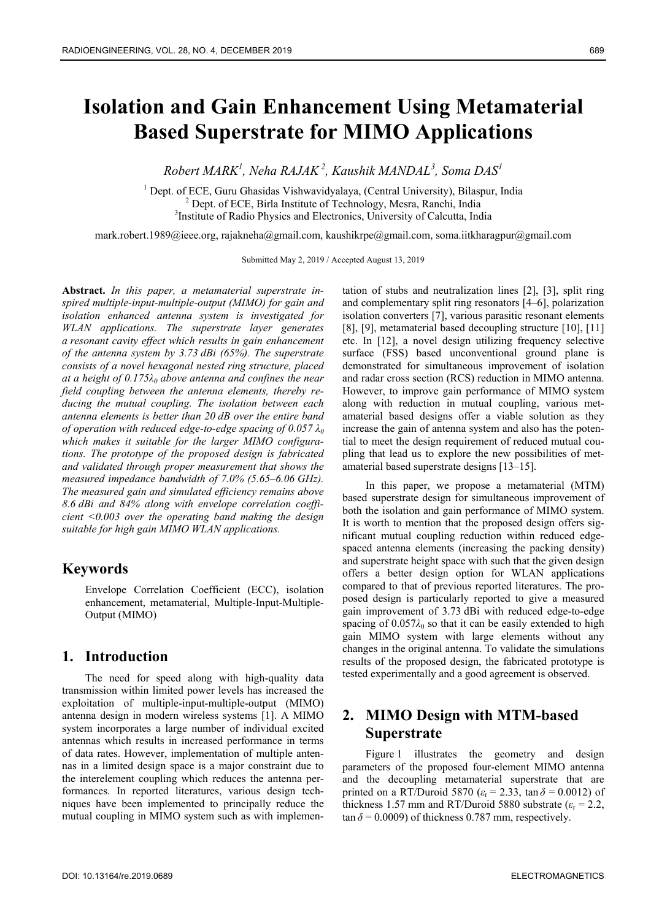# Isolation and Gain Enhancement Using Metamaterial Based Superstrate for MIMO Applications

*Robert MARK[1], Neha RAJAK[2], Kaushik MANDAL[3], Soma DAS[1]*

[1] Dept. of ECE, Guru Ghasidas Vishwavidyalaya, (Central University), Bilaspur, India
[2] Dept. of ECE, Birla Institute of Technology, Mesra, Ranchi, India
[3] Institute of Radio Physics and Electronics, University of Calcutta, India

mark.robert.1989@ieee.org, rajakneha@gmail.com, kaushikrpe@gmail.com, soma.iitkharagpur@gmail.com

Submitted May 2, 2019 / Accepted August 13, 2019

**Abstract.** *In this paper, a metamaterial superstrate inspired multiple-input-multiple-output (MIMO) for gain and isolation enhanced antenna system is investigated for WLAN applications. The superstrate layer generates a resonant cavity effect which results in gain enhancement of the antenna system by 3.73 dBi (65%). The superstrate consists of a novel hexagonal nested ring structure, placed at a height of $0.175\lambda_0$ above antenna and confines the near field coupling between the antenna elements, thereby reducing the mutual coupling. The isolation between each antenna elements is better than 20 dB over the entire band of operation with reduced edge-to-edge spacing of $0.057\lambda_0$ which makes it suitable for the larger MIMO configurations. The prototype of the proposed design is fabricated and validated through proper measurement that shows the measured impedance bandwidth of 7.0% (5.65–6.06 GHz). The measured gain and simulated efficiency remains above 8.6 dBi and 84% along with envelope correlation coefficient <0.003 over the operating band making the design suitable for high gain MIMO WLAN applications.*

## Keywords

Envelope Correlation Coefficient (ECC), isolation enhancement, metamaterial, Multiple-Input-Multiple-Output (MIMO)

## 1. Introduction

The need for speed along with high-quality data transmission within limited power levels has increased the exploitation of multiple-input-multiple-output (MIMO) antenna design in modern wireless systems [1]. A MIMO system incorporates a large number of individual excited antennas which results in increased performance in terms of data rates. However, implementation of multiple antennas in a limited design space is a major constraint due to the interelement coupling which reduces the antenna performances. In reported literatures, various design techniques have been implemented to principally reduce the mutual coupling in MIMO system such as with implementation of stubs and neutralization lines [2], [3], split ring and complementary split ring resonators [4–6], polarization isolation converters [7], various parasitic resonant elements [8], [9], metamaterial based decoupling structure [10], [11] etc. In [12], a novel design utilizing frequency selective surface (FSS) based unconventional ground plane is demonstrated for simultaneous improvement of isolation and radar cross section (RCS) reduction in MIMO antenna. However, to improve gain performance of MIMO system along with reduction in mutual coupling, various metamaterial based designs offer a viable solution as they increase the gain of antenna system and also has the potential to meet the design requirement of reduced mutual coupling that lead us to explore the new possibilities of metamaterial based superstrate designs [13–15].

In this paper, we propose a metamaterial (MTM) based superstrate design for simultaneous improvement of both the isolation and gain performance of MIMO system. It is worth to mention that the proposed design offers significant mutual coupling reduction within reduced edge-spaced antenna elements (increasing the packing density) and superstrate height space with such that the given design offers a better design option for WLAN applications compared to that of previous reported literatures. The proposed design is particularly reported to give a measured gain improvement of 3.73 dBi with reduced edge-to-edge spacing of $0.057\lambda_0$ so that it can be easily extended to high gain MIMO system with large elements without any changes in the original antenna. To validate the simulations results of the proposed design, the fabricated prototype is tested experimentally and a good agreement is observed.

## 2. MIMO Design with MTM-based Superstrate

Figure 1 illustrates the geometry and design parameters of the proposed four-element MIMO antenna and the decoupling metamaterial superstrate that are printed on a RT/Duroid 5870 ($\varepsilon_r = 2.33$, $\tan\delta = 0.0012$) of thickness 1.57 mm and RT/Duroid 5880 substrate ($\varepsilon_r = 2.2$, $\tan\delta = 0.0009$) of thickness 0.787 mm, respectively.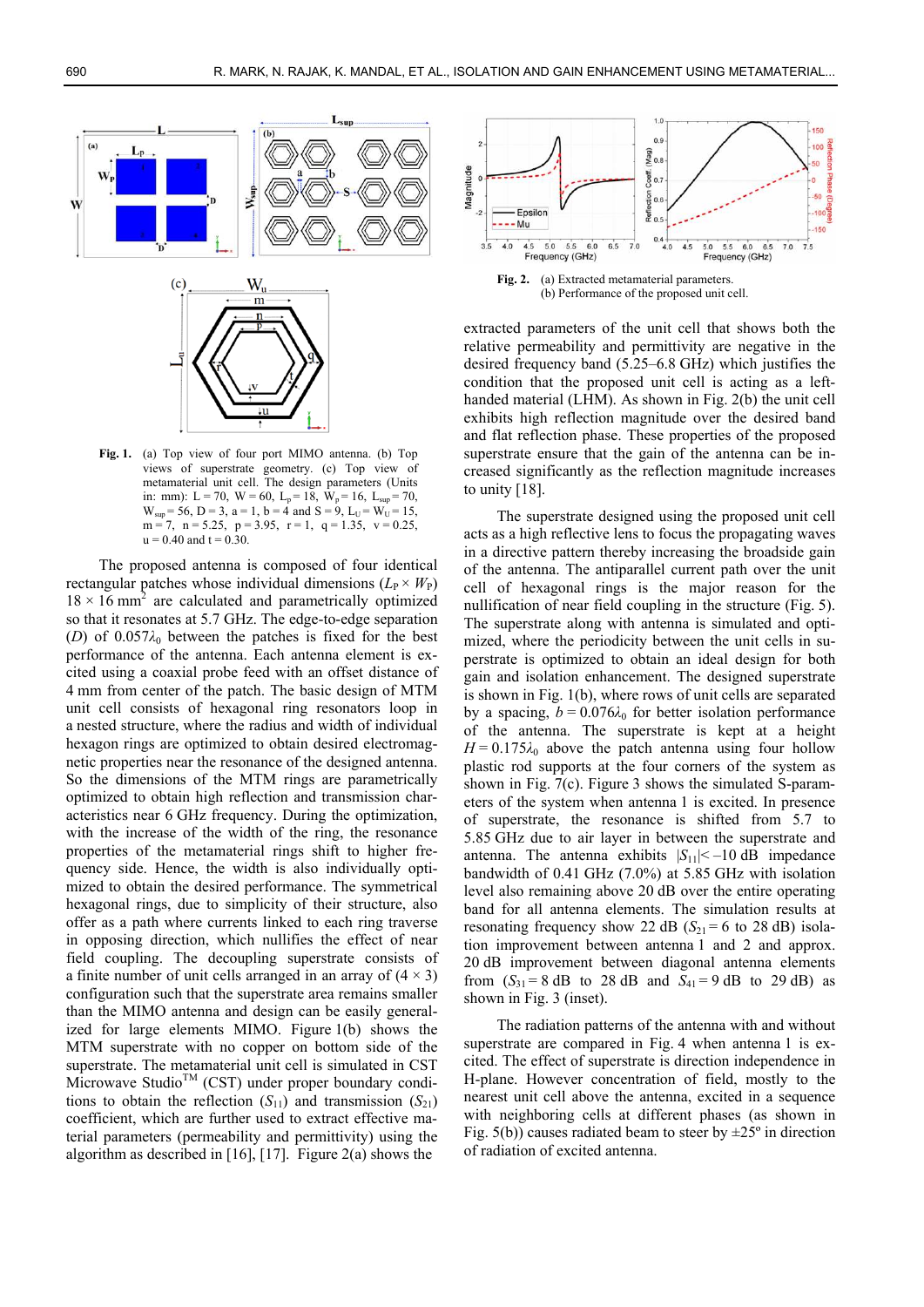**Fig. 1.** (a) Top view of four port MIMO antenna. (b) Top views of superstrate geometry. (c) Top view of metamaterial unit cell. The design parameters (Units in: mm): L = 70, W = 60, $L_p$ = 18, $W_p$ = 16, $L_{sup}$ = 70, $W_{sup}$ = 56, D = 3, a = 1, b = 4 and S = 9, $L_U$ = $W_U$ = 15, m = 7, n = 5.25, p = 3.95, r = 1, q = 1.35, v = 0.25, u = 0.40 and t = 0.30.

The proposed antenna is composed of four identical rectangular patches whose individual dimensions ($L_P \times W_P$) 18 × 16 mm$^2$ are calculated and parametrically optimized so that it resonates at 5.7 GHz. The edge-to-edge separation ($D$) of 0.057$\lambda_0$ between the patches is fixed for the best performance of the antenna. Each antenna element is excited using a coaxial probe feed with an offset distance of 4 mm from center of the patch. The basic design of MTM unit cell consists of hexagonal ring resonators loop in a nested structure, where the radius and width of individual hexagon rings are optimized to obtain desired electromagnetic properties near the resonance of the designed antenna. So the dimensions of the MTM rings are parametrically optimized to obtain high reflection and transmission characteristics near 6 GHz frequency. During the optimization, with the increase of the width of the ring, the resonance properties of the metamaterial rings shift to higher frequency side. Hence, the width is also individually optimized to obtain the desired performance. The symmetrical hexagonal rings, due to simplicity of their structure, also offer as a path where currents linked to each ring traverse in opposing direction, which nullifies the effect of near field coupling. The decoupling superstrate consists of a finite number of unit cells arranged in an array of (4 × 3) configuration such that the superstrate area remains smaller than the MIMO antenna and design can be easily generalized for large elements MIMO. Figure 1(b) shows the MTM superstrate with no copper on bottom side of the superstrate. The metamaterial unit cell is simulated in CST Microwave Studio™ (CST) under proper boundary conditions to obtain the reflection ($S_{11}$) and transmission ($S_{21}$) coefficient, which are further used to extract effective material parameters (permeability and permittivity) using the algorithm as described in [16], [17]. Figure 2(a) shows the extracted parameters of the unit cell that shows both the relative permeability and permittivity are negative in the desired frequency band (5.25–6.8 GHz) which justifies the condition that the proposed unit cell is acting as a left-handed material (LHM). As shown in Fig. 2(b) the unit cell exhibits high reflection magnitude over the desired band and flat reflection phase. These properties of the proposed superstrate ensure that the gain of the antenna can be increased significantly as the reflection magnitude increases to unity [18].

**Fig. 2.** (a) Extracted metamaterial parameters. (b) Performance of the proposed unit cell.

The superstrate designed using the proposed unit cell acts as a high reflective lens to focus the propagating waves in a directive pattern thereby increasing the broadside gain of the antenna. The antiparallel current path over the unit cell of hexagonal rings is the major reason for the nullification of near field coupling in the structure (Fig. 5). The superstrate along with antenna is simulated and optimized, where the periodicity between the unit cells in superstrate is optimized to obtain an ideal design for both gain and isolation enhancement. The designed superstrate is shown in Fig. 1(b), where rows of unit cells are separated by a spacing, $b$ = 0.076$\lambda_0$ for better isolation performance of the antenna. The superstrate is kept at a height $H$ = 0.175$\lambda_0$ above the patch antenna using four hollow plastic rod supports at the four corners of the system as shown in Fig. 7(c). Figure 3 shows the simulated S-parameters of the system when antenna 1 is excited. In presence of superstrate, the resonance is shifted from 5.7 to 5.85 GHz due to air layer in between the superstrate and antenna. The antenna exhibits $|S_{11}|$< –10 dB impedance bandwidth of 0.41 GHz (7.0%) at 5.85 GHz with isolation level also remaining above 20 dB over the entire operating band for all antenna elements. The simulation results at resonating frequency show 22 dB ($S_{21}$ = 6 to 28 dB) isolation improvement between antenna 1 and 2 and approx. 20 dB improvement between diagonal antenna elements from ($S_{31}$ = 8 dB to 28 dB and $S_{41}$ = 9 dB to 29 dB) as shown in Fig. 3 (inset).

The radiation patterns of the antenna with and without superstrate are compared in Fig. 4 when antenna 1 is excited. The effect of superstrate is direction independence in H-plane. However concentration of field, mostly to the nearest unit cell above the antenna, excited in a sequence with neighboring cells at different phases (as shown in Fig. 5(b)) causes radiated beam to steer by ±25º in direction of radiation of excited antenna.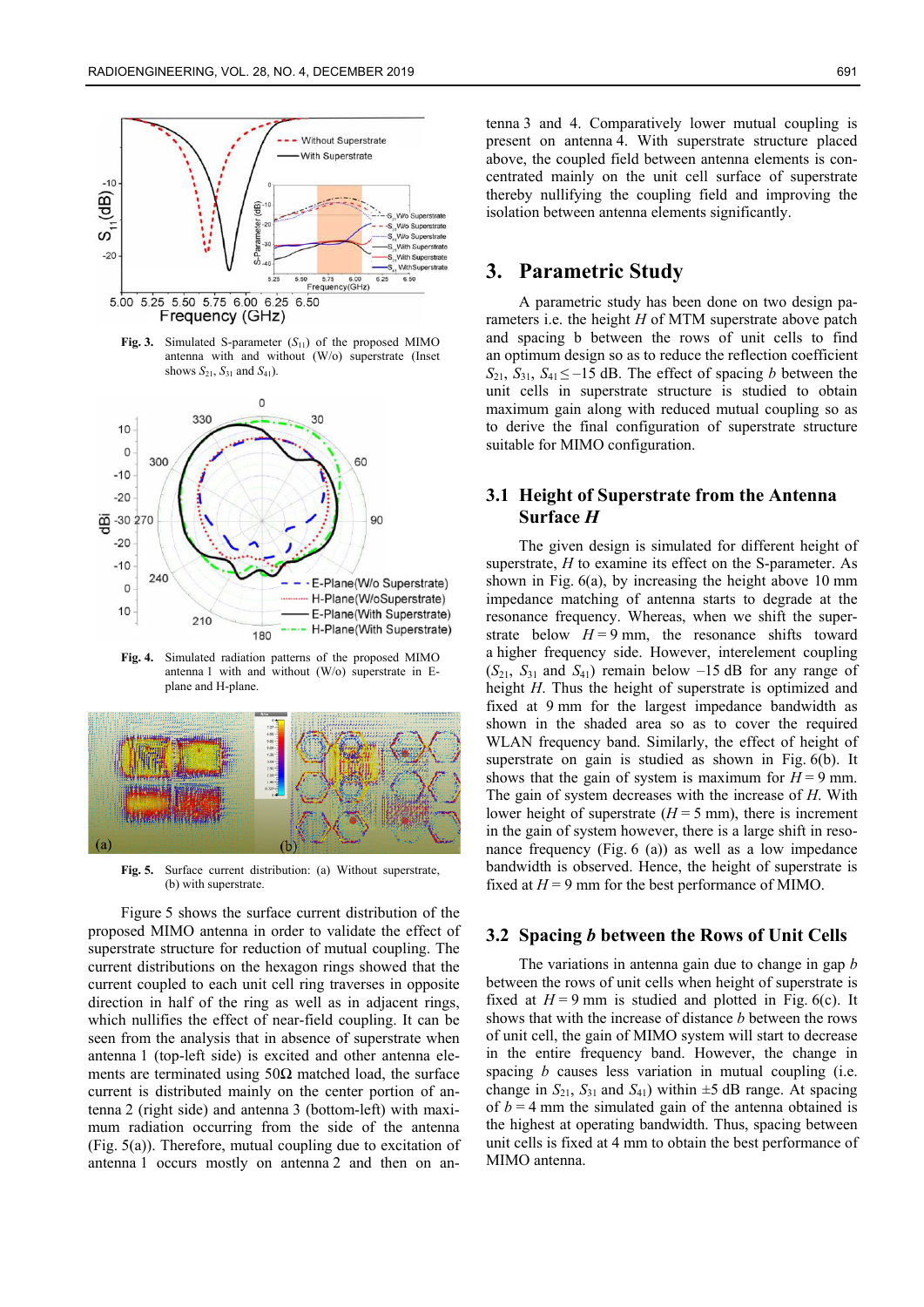**Fig. 3.** Simulated S-parameter ($S_{11}$) of the proposed MIMO antenna with and without (W/o) superstrate (Inset shows $S_{21}$, $S_{31}$ and $S_{41}$).

**Fig. 4.** Simulated radiation patterns of the proposed MIMO antenna 1 with and without (W/o) superstrate in E-plane and H-plane.

**Fig. 5.** Surface current distribution: (a) Without superstrate, (b) with superstrate.

Figure 5 shows the surface current distribution of the proposed MIMO antenna in order to validate the effect of superstrate structure for reduction of mutual coupling. The current distributions on the hexagon rings showed that the current coupled to each unit cell ring traverses in opposite direction in half of the ring as well as in adjacent rings, which nullifies the effect of near-field coupling. It can be seen from the analysis that in absence of superstrate when antenna 1 (top-left side) is excited and other antenna elements are terminated using 50Ω matched load, the surface current is distributed mainly on the center portion of antenna 2 (right side) and antenna 3 (bottom-left) with maximum radiation occurring from the side of the antenna (Fig. 5(a)). Therefore, mutual coupling due to excitation of antenna 1 occurs mostly on antenna 2 and then on antenna 3 and 4. Comparatively lower mutual coupling is present on antenna 4. With superstrate structure placed above, the coupled field between antenna elements is concentrated mainly on the unit cell surface of superstrate thereby nullifying the coupling field and improving the isolation between antenna elements significantly.

## 3. Parametric Study

A parametric study has been done on two design parameters i.e. the height *H* of MTM superstrate above patch and spacing b between the rows of unit cells to find an optimum design so as to reduce the reflection coefficient $S_{21}$, $S_{31}$, $S_{41} \leq -15$ dB. The effect of spacing *b* between the unit cells in superstrate structure is studied to obtain maximum gain along with reduced mutual coupling so as to derive the final configuration of superstrate structure suitable for MIMO configuration.

### 3.1 Height of Superstrate from the Antenna Surface *H*

The given design is simulated for different height of superstrate, *H* to examine its effect on the S-parameter. As shown in Fig. 6(a), by increasing the height above 10 mm impedance matching of antenna starts to degrade at the resonance frequency. Whereas, when we shift the superstrate below $H = 9$ mm, the resonance shifts toward a higher frequency side. However, interelement coupling ($S_{21}$, $S_{31}$ and $S_{41}$) remain below –15 dB for any range of height *H*. Thus the height of superstrate is optimized and fixed at 9 mm for the largest impedance bandwidth as shown in the shaded area so as to cover the required WLAN frequency band. Similarly, the effect of height of superstrate on gain is studied as shown in Fig. 6(b). It shows that the gain of system is maximum for $H = 9$ mm. The gain of system decreases with the increase of *H*. With lower height of superstrate ($H = 5$ mm), there is increment in the gain of system however, there is a large shift in resonance frequency (Fig. 6 (a)) as well as a low impedance bandwidth is observed. Hence, the height of superstrate is fixed at $H = 9$ mm for the best performance of MIMO.

### 3.2 Spacing *b* between the Rows of Unit Cells

The variations in antenna gain due to change in gap *b* between the rows of unit cells when height of superstrate is fixed at $H = 9$ mm is studied and plotted in Fig. 6(c). It shows that with the increase of distance *b* between the rows of unit cell, the gain of MIMO system will start to decrease in the entire frequency band. However, the change in spacing *b* causes less variation in mutual coupling (i.e. change in $S_{21}$, $S_{31}$ and $S_{41}$) within ±5 dB range. At spacing of $b = 4$ mm the simulated gain of the antenna obtained is the highest at operating bandwidth. Thus, spacing between unit cells is fixed at 4 mm to obtain the best performance of MIMO antenna.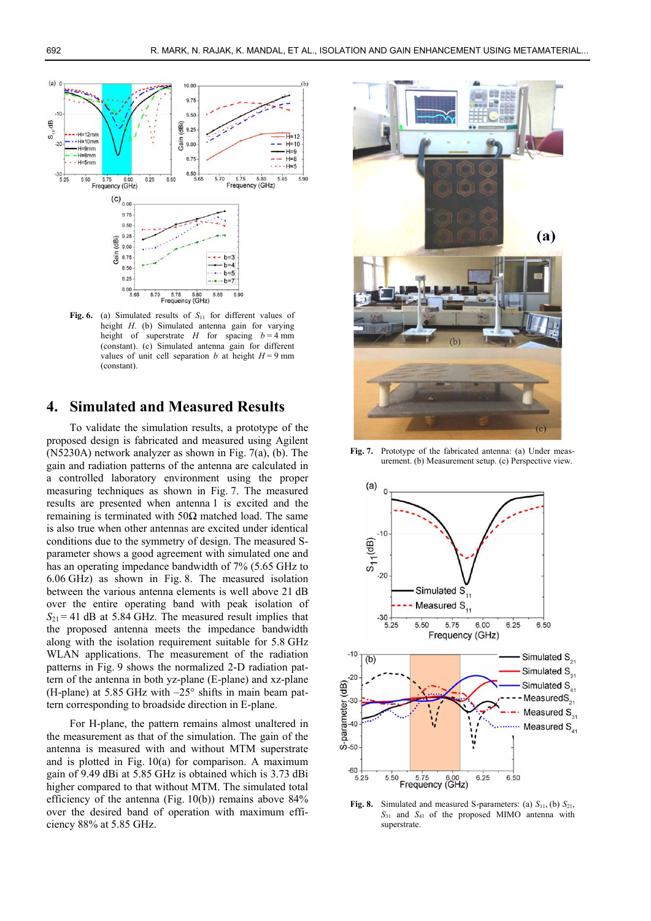**Fig. 6.** (a) Simulated results of $S_{11}$ for different values of height $H$. (b) Simulated antenna gain for varying height of superstrate $H$ for spacing $b = 4$ mm (constant). (c) Simulated antenna gain for different values of unit cell separation $b$ at height $H = 9$ mm (constant).

## 4. Simulated and Measured Results

To validate the simulation results, a prototype of the proposed design is fabricated and measured using Agilent (N5230A) network analyzer as shown in Fig. 7(a), (b). The gain and radiation patterns of the antenna are calculated in a controlled laboratory environment using the proper measuring techniques as shown in Fig. 7. The measured results are presented when antenna 1 is excited and the remaining is terminated with 50Ω matched load. The same is also true when other antennas are excited under identical conditions due to the symmetry of design. The measured S-parameter shows a good agreement with simulated one and has an operating impedance bandwidth of 7% (5.65 GHz to 6.06 GHz) as shown in Fig. 8. The measured isolation between the various antenna elements is well above 21 dB over the entire operating band with peak isolation of $S_{21} = 41$ dB at 5.84 GHz. The measured result implies that the proposed antenna meets the impedance bandwidth along with the isolation requirement suitable for 5.8 GHz WLAN applications. The measurement of the radiation patterns in Fig. 9 shows the normalized 2-D radiation pattern of the antenna in both yz-plane (E-plane) and xz-plane (H-plane) at 5.85 GHz with –25° shifts in main beam pattern corresponding to broadside direction in E-plane.

For H-plane, the pattern remains almost unaltered in the measurement as that of the simulation. The gain of the antenna is measured with and without MTM superstrate and is plotted in Fig. 10(a) for comparison. A maximum gain of 9.49 dBi at 5.85 GHz is obtained which is 3.73 dBi higher compared to that without MTM. The simulated total efficiency of the antenna (Fig. 10(b)) remains above 84% over the desired band of operation with maximum efficiency 88% at 5.85 GHz.

**Fig. 7.** Prototype of the fabricated antenna: (a) Under measurement. (b) Measurement setup. (c) Perspective view.

**Fig. 8.** Simulated and measured S-parameters: (a) $S_{11}$, (b) $S_{21}$, $S_{31}$ and $S_{41}$ of the proposed MIMO antenna with superstrate.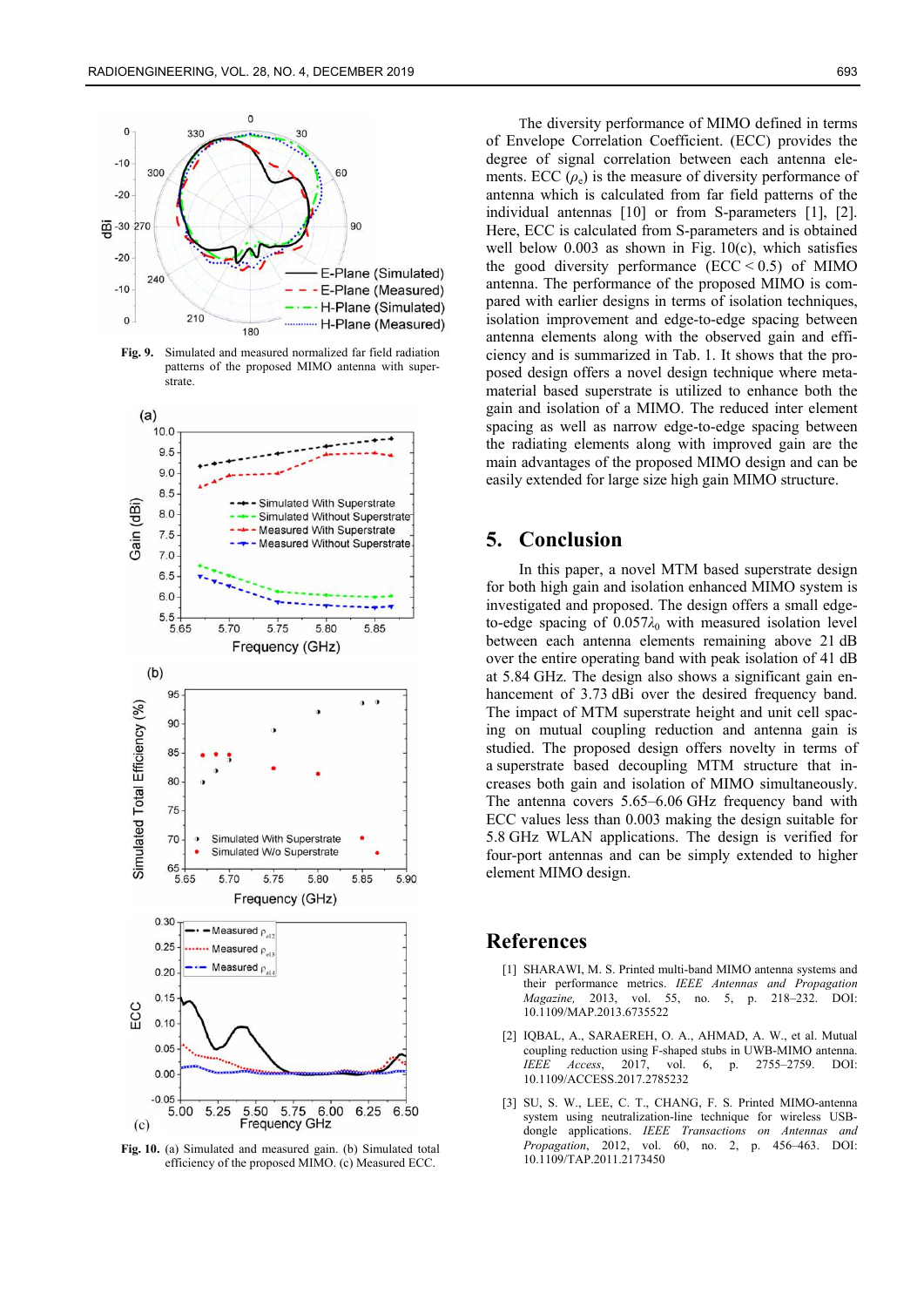Fig. 9. Simulated and measured normalized far field radiation patterns of the proposed MIMO antenna with superstrate.

Fig. 10. (a) Simulated and measured gain. (b) Simulated total efficiency of the proposed MIMO. (c) Measured ECC.

The diversity performance of MIMO defined in terms of Envelope Correlation Coefficient. (ECC) provides the degree of signal correlation between each antenna elements. ECC ($\rho_e$) is the measure of diversity performance of antenna which is calculated from far field patterns of the individual antennas [10] or from S-parameters [1], [2]. Here, ECC is calculated from S-parameters and is obtained well below 0.003 as shown in Fig. 10(c), which satisfies the good diversity performance (ECC < 0.5) of MIMO antenna. The performance of the proposed MIMO is compared with earlier designs in terms of isolation techniques, isolation improvement and edge-to-edge spacing between antenna elements along with the observed gain and efficiency and is summarized in Tab. 1. It shows that the proposed design offers a novel design technique where metamaterial based superstrate is utilized to enhance both the gain and isolation of a MIMO. The reduced inter element spacing as well as narrow edge-to-edge spacing between the radiating elements along with improved gain are the main advantages of the proposed MIMO design and can be easily extended for large size high gain MIMO structure.

## 5. Conclusion

In this paper, a novel MTM based superstrate design for both high gain and isolation enhanced MIMO system is investigated and proposed. The design offers a small edge-to-edge spacing of $0.057\lambda_0$ with measured isolation level between each antenna elements remaining above 21 dB over the entire operating band with peak isolation of 41 dB at 5.84 GHz. The design also shows a significant gain enhancement of 3.73 dBi over the desired frequency band. The impact of MTM superstrate height and unit cell spacing on mutual coupling reduction and antenna gain is studied. The proposed design offers novelty in terms of a superstrate based decoupling MTM structure that increases both gain and isolation of MIMO simultaneously. The antenna covers 5.65–6.06 GHz frequency band with ECC values less than 0.003 making the design suitable for 5.8 GHz WLAN applications. The design is verified for four-port antennas and can be simply extended to higher element MIMO design.

## References

[1] SHARAWI, M. S. Printed multi-band MIMO antenna systems and their performance metrics. *IEEE Antennas and Propagation Magazine*, 2013, vol. 55, no. 5, p. 218–232. DOI: 10.1109/MAP.2013.6735522

[2] IQBAL, A., SARAEREH, O. A., AHMAD, A. W., et al. Mutual coupling reduction using F-shaped stubs in UWB-MIMO antenna. *IEEE Access*, 2017, vol. 6, p. 2755–2759. DOI: 10.1109/ACCESS.2017.2785232

[3] SU, S. W., LEE, C. T., CHANG, F. S. Printed MIMO-antenna system using neutralization-line technique for wireless USB-dongle applications. *IEEE Transactions on Antennas and Propagation*, 2012, vol. 60, no. 2, p. 456–463. DOI: 10.1109/TAP.2011.2173450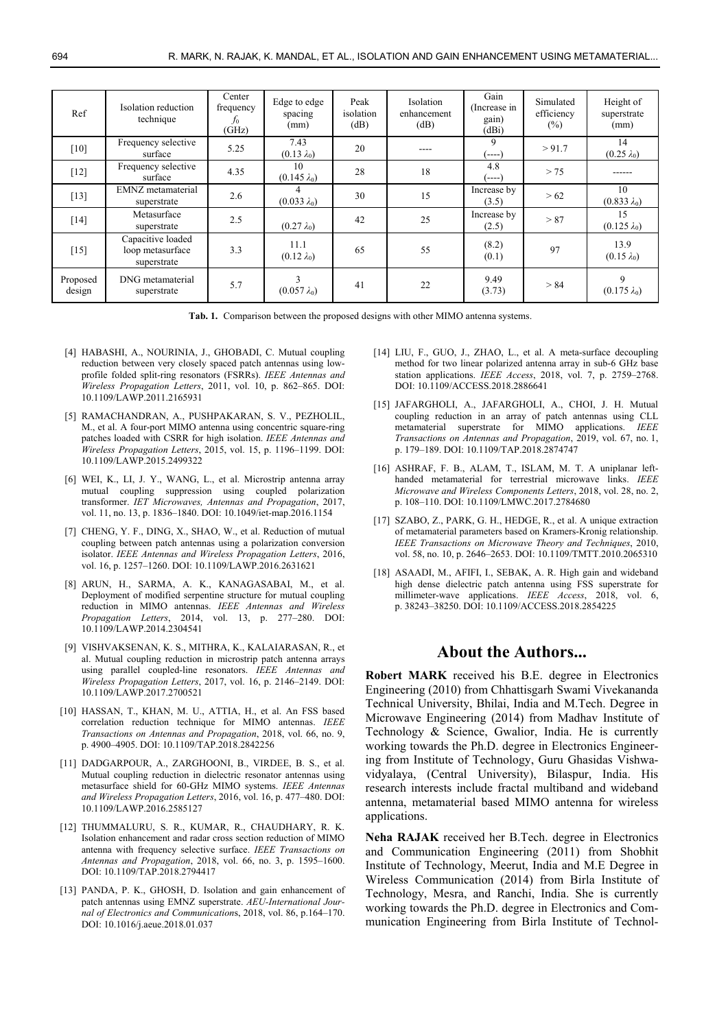| Ref | Isolation reduction technique | Center frequency $f_0$ (GHz) | Edge to edge spacing (mm) | Peak isolation (dB) | Isolation enhancement (dB) | Gain (Increase in gain) (dBi) | Simulated efficiency (%) | Height of superstrate (mm) |
|---|---|---|---|---|---|---|---|---|
| [10] | Frequency selective surface | 5.25 | 7.43 $(0.13\ \lambda_0)$ | 20 | ---- | 9 (----) | > 91.7 | 14 $(0.25\ \lambda_0)$ |
| [12] | Frequency selective surface | 4.35 | 10 $(0.145\ \lambda_0)$ | 28 | 18 | 4.8 (----) | > 75 | ------ |
| [13] | EMNZ metamaterial superstrate | 2.6 | 4 $(0.033\ \lambda_0)$ | 30 | 15 | Increase by (3.5) | > 62 | 10 $(0.833\ \lambda_0)$ |
| [14] | Metasurface superstrate | 2.5 | $(0.27\ \lambda_0)$ | 42 | 25 | Increase by (2.5) | > 87 | 15 $(0.125\ \lambda_0)$ |
| [15] | Capacitive loaded loop metasurface superstrate | 3.3 | 11.1 $(0.12\ \lambda_0)$ | 65 | 55 | (8.2) (0.1) | 97 | 13.9 $(0.15\ \lambda_0)$ |
| Proposed design | DNG metamaterial superstrate | 5.7 | 3 $(0.057\ \lambda_0)$ | 41 | 22 | 9.49 (3.73) | > 84 | 9 $(0.175\ \lambda_0)$ |

**Tab. 1.** Comparison between the proposed designs with other MIMO antenna systems.

[4] HABASHI, A., NOURINIA, J., GHOBADI, C. Mutual coupling reduction between very closely spaced patch antennas using low-profile folded split-ring resonators (FSRRs). *IEEE Antennas and Wireless Propagation Letters*, 2011, vol. 10, p. 862–865. DOI: 10.1109/LAWP.2011.2165931

[5] RAMACHANDRAN, A., PUSHPAKARAN, S. V., PEZHOLIL, M., et al. A four-port MIMO antenna using concentric square-ring patches loaded with CSRR for high isolation. *IEEE Antennas and Wireless Propagation Letters*, 2015, vol. 15, p. 1196–1199. DOI: 10.1109/LAWP.2015.2499322

[6] WEI, K., LI, J. Y., WANG, L., et al. Microstrip antenna array mutual coupling suppression using coupled polarization transformer. *IET Microwaves, Antennas and Propagation*, 2017, vol. 11, no. 13, p. 1836–1840. DOI: 10.1049/iet-map.2016.1154

[7] CHENG, Y. F., DING, X., SHAO, W., et al. Reduction of mutual coupling between patch antennas using a polarization conversion isolator. *IEEE Antennas and Wireless Propagation Letters*, 2016, vol. 16, p. 1257–1260. DOI: 10.1109/LAWP.2016.2631621

[8] ARUN, H., SARMA, A. K., KANAGASABAI, M., et al. Deployment of modified serpentine structure for mutual coupling reduction in MIMO antennas. *IEEE Antennas and Wireless Propagation Letters*, 2014, vol. 13, p. 277–280. DOI: 10.1109/LAWP.2014.2304541

[9] VISHVAKSENAN, K. S., MITHRA, K., KALAIARASAN, R., et al. Mutual coupling reduction in microstrip patch antenna arrays using parallel coupled-line resonators. *IEEE Antennas and Wireless Propagation Letters*, 2017, vol. 16, p. 2146–2149. DOI: 10.1109/LAWP.2017.2700521

[10] HASSAN, T., KHAN, M. U., ATTIA, H., et al. An FSS based correlation reduction technique for MIMO antennas. *IEEE Transactions on Antennas and Propagation*, 2018, vol. 66, no. 9, p. 4900–4905. DOI: 10.1109/TAP.2018.2842256

[11] DADGARPOUR, A., ZARGHOONI, B., VIRDEE, B. S., et al. Mutual coupling reduction in dielectric resonator antennas using metasurface shield for 60-GHz MIMO systems. *IEEE Antennas and Wireless Propagation Letters*, 2016, vol. 16, p. 477–480. DOI: 10.1109/LAWP.2016.2585127

[12] THUMMALURU, S. R., KUMAR, R., CHAUDHARY, R. K. Isolation enhancement and radar cross section reduction of MIMO antenna with frequency selective surface. *IEEE Transactions on Antennas and Propagation*, 2018, vol. 66, no. 3, p. 1595–1600. DOI: 10.1109/TAP.2018.2794417

[13] PANDA, P. K., GHOSH, D. Isolation and gain enhancement of patch antennas using EMNZ superstrate. *AEU-International Journal of Electronics and Communications*, 2018, vol. 86, p.164–170. DOI: 10.1016/j.aeue.2018.01.037

[14] LIU, F., GUO, J., ZHAO, L., et al. A meta-surface decoupling method for two linear polarized antenna array in sub-6 GHz base station applications. *IEEE Access*, 2018, vol. 7, p. 2759–2768. DOI: 10.1109/ACCESS.2018.2886641

[15] JAFARGHOLI, A., JAFARGHOLI, A., CHOI, J. H. Mutual coupling reduction in an array of patch antennas using CLL metamaterial superstrate for MIMO applications. *IEEE Transactions on Antennas and Propagation*, 2019, vol. 67, no. 1, p. 179–189. DOI: 10.1109/TAP.2018.2874747

[16] ASHRAF, F. B., ALAM, T., ISLAM, M. T. A uniplanar left-handed metamaterial for terrestrial microwave links. *IEEE Microwave and Wireless Components Letters*, 2018, vol. 28, no. 2, p. 108–110. DOI: 10.1109/LMWC.2017.2784680

[17] SZABO, Z., PARK, G. H., HEDGE, R., et al. A unique extraction of metamaterial parameters based on Kramers-Kronig relationship. *IEEE Transactions on Microwave Theory and Techniques*, 2010, vol. 58, no. 10, p. 2646–2653. DOI: 10.1109/TMTT.2010.2065310

[18] ASAADI, M., AFIFI, I., SEBAK, A. R. High gain and wideband high dense dielectric patch antenna using FSS superstrate for millimeter-wave applications. *IEEE Access*, 2018, vol. 6, p. 38243–38250. DOI: 10.1109/ACCESS.2018.2854225

## About the Authors...

**Robert MARK** received his B.E. degree in Electronics Engineering (2010) from Chhattisgarh Swami Vivekananda Technical University, Bhilai, India and M.Tech. Degree in Microwave Engineering (2014) from Madhav Institute of Technology & Science, Gwalior, India. He is currently working towards the Ph.D. degree in Electronics Engineering from Institute of Technology, Guru Ghasidas Vishwavidyalaya, (Central University), Bilaspur, India. His research interests include fractal multiband and wideband antenna, metamaterial based MIMO antenna for wireless applications.

**Neha RAJAK** received her B.Tech. degree in Electronics and Communication Engineering (2011) from Shobhit Institute of Technology, Meerut, India and M.E Degree in Wireless Communication (2014) from Birla Institute of Technology, Mesra, and Ranchi, India. She is currently working towards the Ph.D. degree in Electronics and Communication Engineering from Birla Institute of Technol-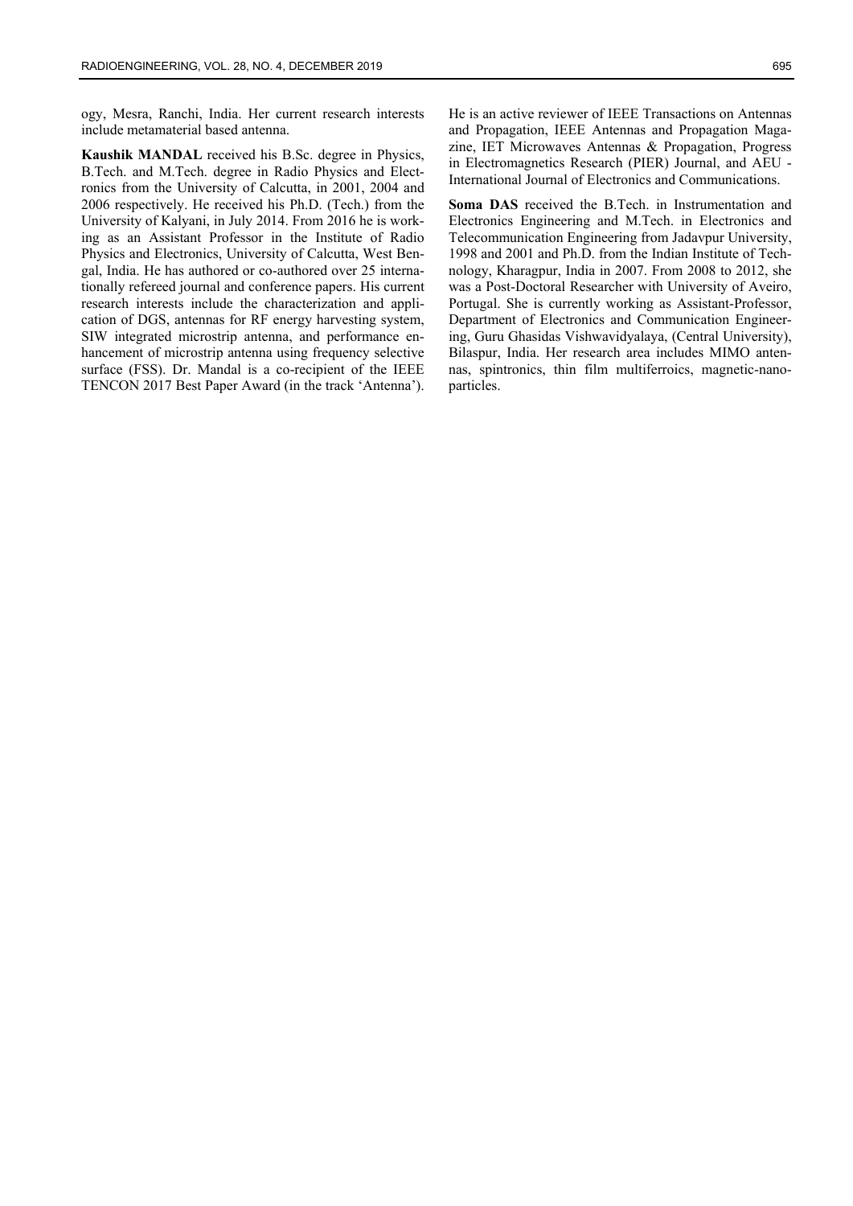ogy, Mesra, Ranchi, India. Her current research interests include metamaterial based antenna.

**Kaushik MANDAL** received his B.Sc. degree in Physics, B.Tech. and M.Tech. degree in Radio Physics and Electronics from the University of Calcutta, in 2001, 2004 and 2006 respectively. He received his Ph.D. (Tech.) from the University of Kalyani, in July 2014. From 2016 he is working as an Assistant Professor in the Institute of Radio Physics and Electronics, University of Calcutta, West Bengal, India. He has authored or co-authored over 25 internationally refereed journal and conference papers. His current research interests include the characterization and application of DGS, antennas for RF energy harvesting system, SIW integrated microstrip antenna, and performance enhancement of microstrip antenna using frequency selective surface (FSS). Dr. Mandal is a co-recipient of the IEEE TENCON 2017 Best Paper Award (in the track 'Antenna'). He is an active reviewer of IEEE Transactions on Antennas and Propagation, IEEE Antennas and Propagation Magazine, IET Microwaves Antennas & Propagation, Progress in Electromagnetics Research (PIER) Journal, and AEU - International Journal of Electronics and Communications.

**Soma DAS** received the B.Tech. in Instrumentation and Electronics Engineering and M.Tech. in Electronics and Telecommunication Engineering from Jadavpur University, 1998 and 2001 and Ph.D. from the Indian Institute of Technology, Kharagpur, India in 2007. From 2008 to 2012, she was a Post-Doctoral Researcher with University of Aveiro, Portugal. She is currently working as Assistant-Professor, Department of Electronics and Communication Engineering, Guru Ghasidas Vishwavidyalaya, (Central University), Bilaspur, India. Her research area includes MIMO antennas, spintronics, thin film multiferroics, magnetic-nanoparticles.